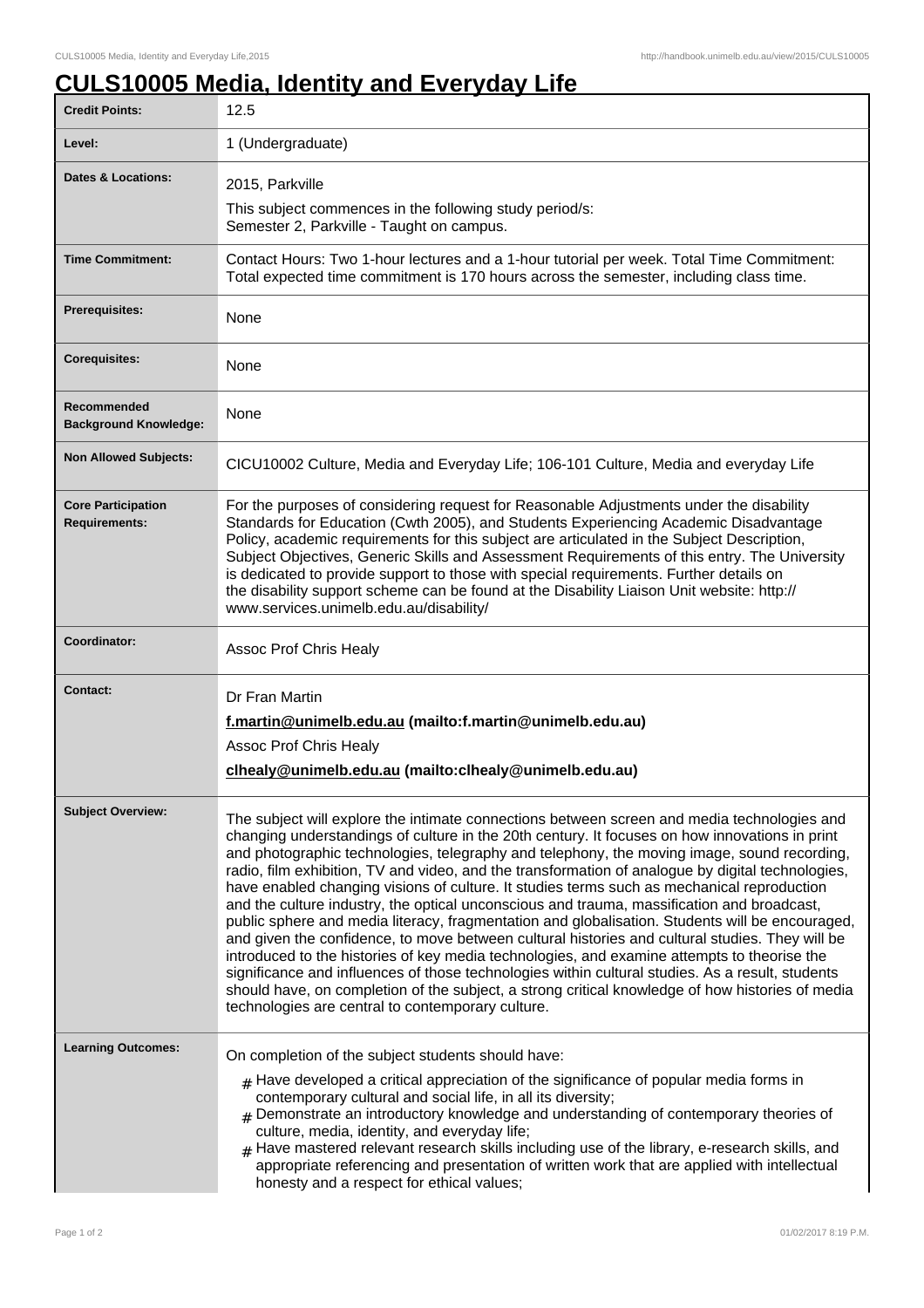# CULS10005 Media, Identity and Everyday Life

| | |
|---|---|
| **Credit Points:** | 12.5 |
| **Level:** | 1 (Undergraduate) |
| **Dates & Locations:** | 2015, Parkville<br>This subject commences in the following study period/s:<br>Semester 2, Parkville - Taught on campus. |
| **Time Commitment:** | Contact Hours: Two 1-hour lectures and a 1-hour tutorial per week. Total Time Commitment: Total expected time commitment is 170 hours across the semester, including class time. |
| **Prerequisites:** | None |
| **Corequisites:** | None |
| **Recommended Background Knowledge:** | None |
| **Non Allowed Subjects:** | CICU10002 Culture, Media and Everyday Life; 106-101 Culture, Media and everyday Life |
| **Core Participation Requirements:** | For the purposes of considering request for Reasonable Adjustments under the disability Standards for Education (Cwth 2005), and Students Experiencing Academic Disadvantage Policy, academic requirements for this subject are articulated in the Subject Description, Subject Objectives, Generic Skills and Assessment Requirements of this entry. The University is dedicated to provide support to those with special requirements. Further details on the disability support scheme can be found at the Disability Liaison Unit website: http://www.services.unimelb.edu.au/disability/ |
| **Coordinator:** | Assoc Prof Chris Healy |
| **Contact:** | Dr Fran Martin<br>**f.martin@unimelb.edu.au (mailto:f.martin@unimelb.edu.au)**<br>Assoc Prof Chris Healy<br>**clhealy@unimelb.edu.au (mailto:clhealy@unimelb.edu.au)** |
| **Subject Overview:** | The subject will explore the intimate connections between screen and media technologies and changing understandings of culture in the 20th century. It focuses on how innovations in print and photographic technologies, telegraphy and telephony, the moving image, sound recording, radio, film exhibition, TV and video, and the transformation of analogue by digital technologies, have enabled changing visions of culture. It studies terms such as mechanical reproduction and the culture industry, the optical unconscious and trauma, massification and broadcast, public sphere and media literacy, fragmentation and globalisation. Students will be encouraged, and given the confidence, to move between cultural histories and cultural studies. They will be introduced to the histories of key media technologies, and examine attempts to theorise the significance and influences of those technologies within cultural studies. As a result, students should have, on completion of the subject, a strong critical knowledge of how histories of media technologies are central to contemporary culture. |
| **Learning Outcomes:** | On completion of the subject students should have:<br># Have developed a critical appreciation of the significance of popular media forms in contemporary cultural and social life, in all its diversity;<br># Demonstrate an introductory knowledge and understanding of contemporary theories of culture, media, identity, and everyday life;<br># Have mastered relevant research skills including use of the library, e-research skills, and appropriate referencing and presentation of written work that are applied with intellectual honesty and a respect for ethical values; |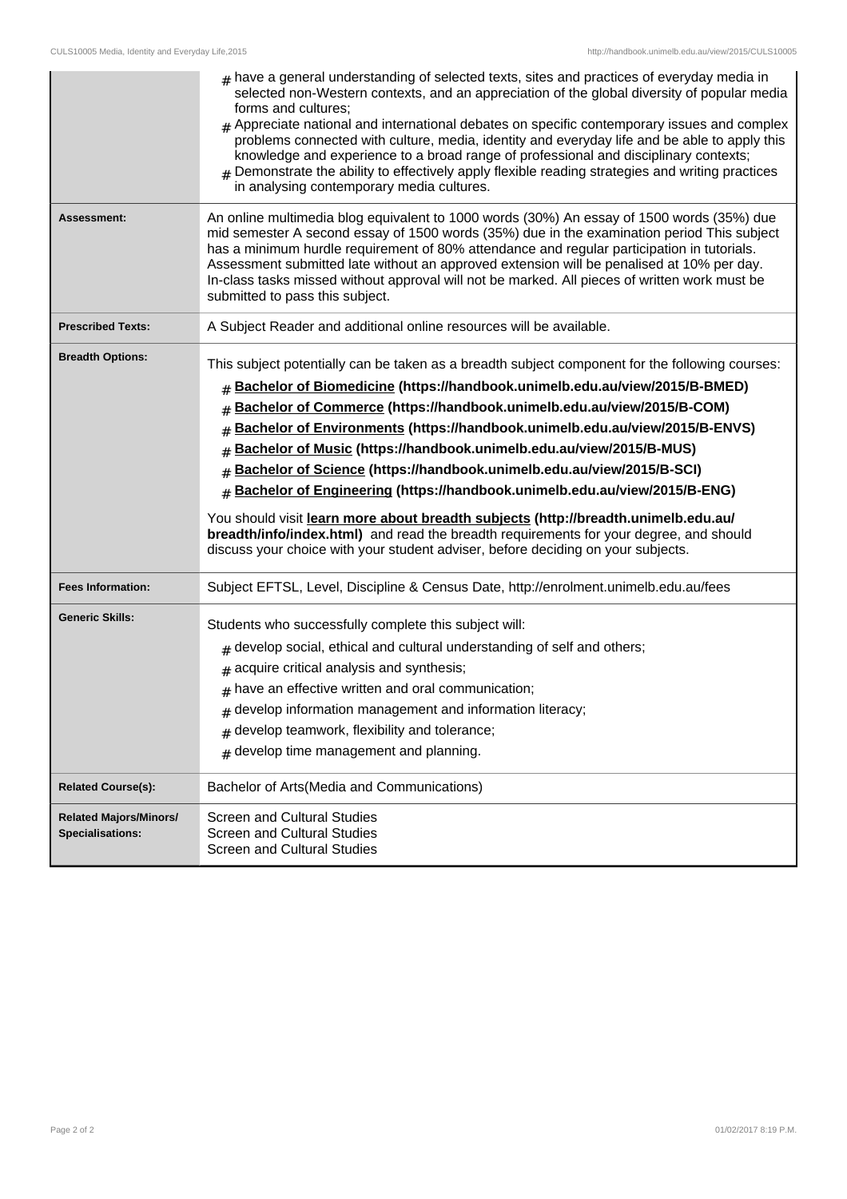| | |
|---|---|
| | # have a general understanding of selected texts, sites and practices of everyday media in selected non-Western contexts, and an appreciation of the global diversity of popular media forms and cultures;<br># Appreciate national and international debates on specific contemporary issues and complex problems connected with culture, media, identity and everyday life and be able to apply this knowledge and experience to a broad range of professional and disciplinary contexts;<br># Demonstrate the ability to effectively apply flexible reading strategies and writing practices in analysing contemporary media cultures. |
| **Assessment:** | An online multimedia blog equivalent to 1000 words (30%) An essay of 1500 words (35%) due mid semester A second essay of 1500 words (35%) due in the examination period This subject has a minimum hurdle requirement of 80% attendance and regular participation in tutorials. Assessment submitted late without an approved extension will be penalised at 10% per day. In-class tasks missed without approval will not be marked. All pieces of written work must be submitted to pass this subject. |
| **Prescribed Texts:** | A Subject Reader and additional online resources will be available. |
| **Breadth Options:** | This subject potentially can be taken as a breadth subject component for the following courses:<br># **Bachelor of Biomedicine (https://handbook.unimelb.edu.au/view/2015/B-BMED)**<br># **Bachelor of Commerce (https://handbook.unimelb.edu.au/view/2015/B-COM)**<br># **Bachelor of Environments (https://handbook.unimelb.edu.au/view/2015/B-ENVS)**<br># **Bachelor of Music (https://handbook.unimelb.edu.au/view/2015/B-MUS)**<br># **Bachelor of Science (https://handbook.unimelb.edu.au/view/2015/B-SCI)**<br># **Bachelor of Engineering (https://handbook.unimelb.edu.au/view/2015/B-ENG)**<br>You should visit **learn more about breadth subjects (http://breadth.unimelb.edu.au/breadth/info/index.html)** and read the breadth requirements for your degree, and should discuss your choice with your student adviser, before deciding on your subjects. |
| **Fees Information:** | Subject EFTSL, Level, Discipline & Census Date, http://enrolment.unimelb.edu.au/fees |
| **Generic Skills:** | Students who successfully complete this subject will:<br># develop social, ethical and cultural understanding of self and others;<br># acquire critical analysis and synthesis;<br># have an effective written and oral communication;<br># develop information management and information literacy;<br># develop teamwork, flexibility and tolerance;<br># develop time management and planning. |
| **Related Course(s):** | Bachelor of Arts(Media and Communications) |
| **Related Majors/Minors/ Specialisations:** | Screen and Cultural Studies<br>Screen and Cultural Studies<br>Screen and Cultural Studies |